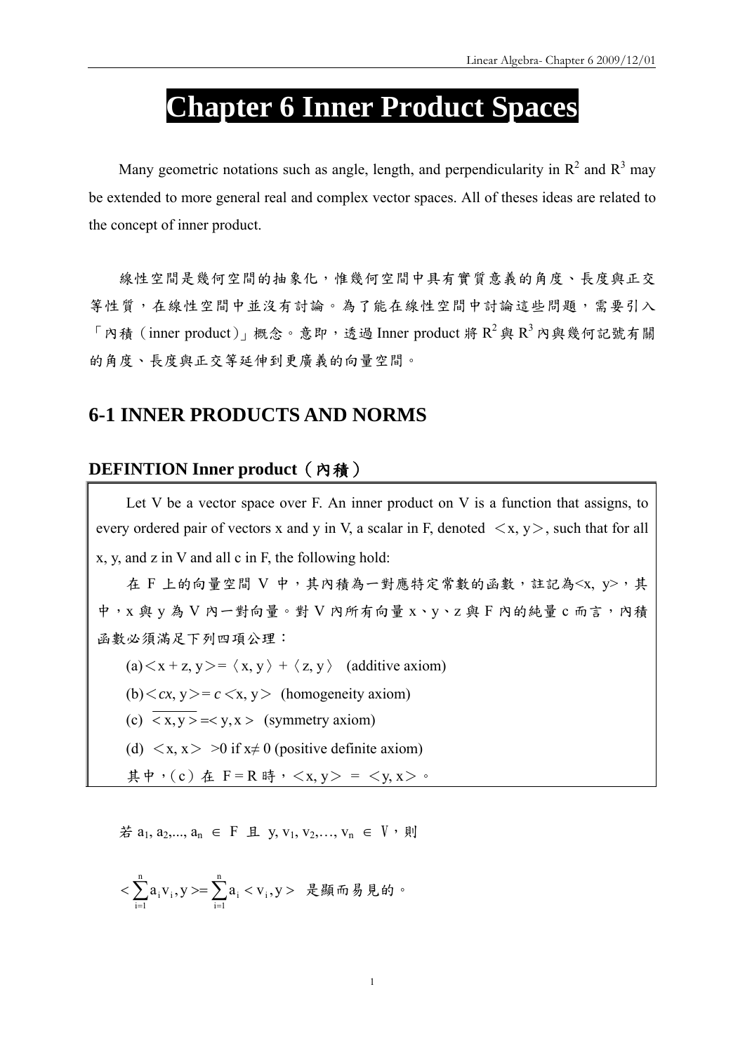# Chapter 6 Inner Product Spaces

Many geometric notations such as angle, length, and perpendicularity in $R^2$ and $R^3$ may be extended to more general real and complex vector spaces. All of theses ideas are related to the concept of inner product.

線性空間是幾何空間的抽象化，惟幾何空間中具有實質意義的角度、長度與正交等性質，在線性空間中並沒有討論。為了能在線性空間中討論這些問題，需要引入「內積（inner product）」概念。意即，透過 Inner product 將 $R^2$ 與 $R^3$ 內與幾何記號有關的角度、長度與正交等延伸到更廣義的向量空間。

## 6-1 INNER PRODUCTS AND NORMS

### DEFINTION Inner product（內積）

Let V be a vector space over F. An inner product on V is a function that assigns, to every ordered pair of vectors x and y in V, a scalar in F, denoted $\langle x, y\rangle$, such that for all x, y, and z in V and all c in F, the following hold:

在 F 上的向量空間 V 中，其內積為一對應特定常數的函數，註記為<x, y>，其中，x 與 y 為 V 內一對向量。對 V 內所有向量 x、y、z 與 F 內的純量 c 而言，內積函數必須滿足下列四項公理：

(a) $\langle x + z, y\rangle = \langle x, y\rangle + \langle z, y\rangle$ (additive axiom)

(b) $\langle cx, y\rangle = c\langle x, y\rangle$ (homogeneity axiom)

(c) $\overline{\langle x, y\rangle} = \langle y, x\rangle$ (symmetry axiom)

(d) $\langle x, x\rangle > 0$ if $x \neq 0$ (positive definite axiom)

其中，(c) 在 F = R 時，$\langle x, y\rangle = \langle y, x\rangle$。

若 $a_1, a_2, ..., a_n \in F$ 且 $y, v_1, v_2, \ldots, v_n \in V$，則

$$\left\langle \sum_{i=1}^{n} a_i v_i, y \right\rangle = \sum_{i=1}^{n} a_i \langle v_i, y \rangle$$ 是顯而易見的。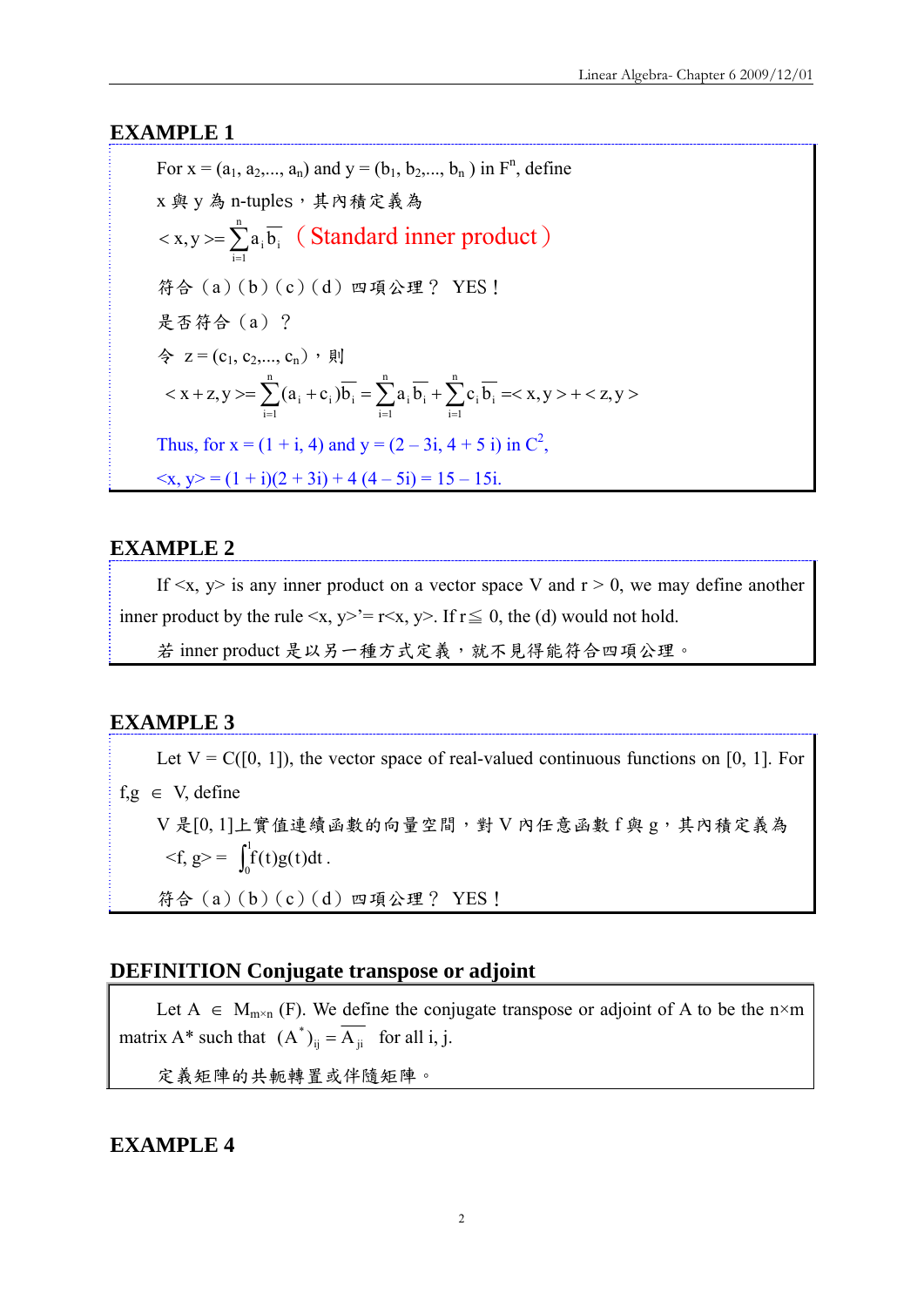## EXAMPLE 1

For $x = (a_1, a_2, ..., a_n)$ and $y = (b_1, b_2, ..., b_n)$ in $F^n$, define

x 與 y 為 n-tuples，其內積定義為

$< x, y >= \sum_{i=1}^{n} a_i \overline{b_i}$ （Standard inner product）

符合（a）（b）（c）（d）四項公理？ YES！

是否符合（a）？

令 $z = (c_1, c_2, ..., c_n)$，則

$$< x + z, y >= \sum_{i=1}^{n} (a_i + c_i)\overline{b_i} = \sum_{i=1}^{n} a_i \overline{b_i} + \sum_{i=1}^{n} c_i \overline{b_i} =< x, y > + < z, y >$$

Thus, for $x = (1 + i, 4)$ and $y = (2 – 3i, 4 + 5 i)$ in $C^2$,

$<x, y> = (1 + i)(2 + 3i) + 4 (4 – 5i) = 15 – 15i.$

## EXAMPLE 2

If <x, y> is any inner product on a vector space V and r > 0, we may define another inner product by the rule <x, y>'= r<x, y>. If r≦ 0, the (d) would not hold.

若 inner product 是以另一種方式定義，就不見得能符合四項公理。

## EXAMPLE 3

Let V = C([0, 1]), the vector space of real-valued continuous functions on [0, 1]. For f,g ∈ V, define

V 是[0, 1]上實值連續函數的向量空間，對 V 內任意函數 f 與 g，其內積定義為

$<f, g> = \int_0^1 f(t)g(t)dt$ .

符合（a）（b）（c）（d）四項公理？ YES！

## DEFINITION Conjugate transpose or adjoint

Let A ∈ $M_{m\times n}$ (F). We define the conjugate transpose or adjoint of A to be the n×m matrix A* such that $(A^*)_{ij} = \overline{A_{ji}}$ for all i, j.

定義矩陣的共軛轉置或伴隨矩陣。

## EXAMPLE 4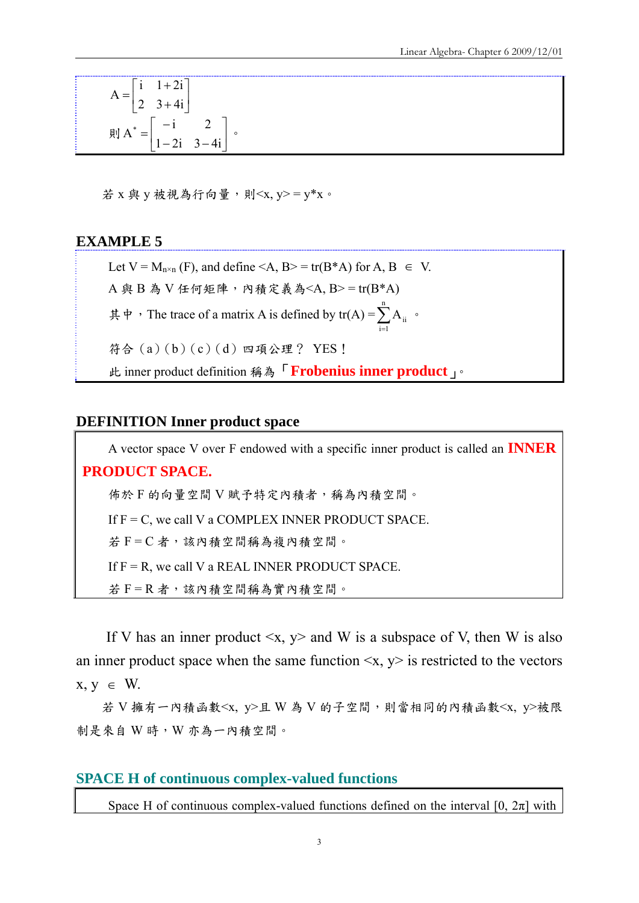$$A = \begin{bmatrix} i & 1+2i \\ 2 & 3+4i \end{bmatrix}$$

則 $A^* = \begin{bmatrix} -i & 2 \\ 1-2i & 3-4i \end{bmatrix}$。

若 x 與 y 被視為行向量，則<x, y> = y*x。

### EXAMPLE 5

Let V = $M_{n \times n}$ (F), and define <A, B> = tr(B*A) for A, B ∈ V.

A 與 B 為 V 任何矩陣，內積定義為<A, B> = tr(B*A)

其中，The trace of a matrix A is defined by $\mathrm{tr}(A) = \sum_{i=1}^{n} A_{ii}$ 。

符合（a）（b）（c）（d）四項公理？ YES！

此 inner product definition 稱為「**Frobenius inner product**」。

### DEFINITION Inner product space

A vector space V over F endowed with a specific inner product is called an **INNER PRODUCT SPACE.**

佈於 F 的向量空間 V 賦予特定內積者，稱為內積空間。

If F = C, we call V a COMPLEX INNER PRODUCT SPACE.

若 F = C 者，該內積空間稱為複內積空間。

If F = R, we call V a REAL INNER PRODUCT SPACE.

若 F = R 者，該內積空間稱為實內積空間。

If V has an inner product <x, y> and W is a subspace of V, then W is also an inner product space when the same function <x, y> is restricted to the vectors x, y ∈ W.

若 V 擁有一內積函數<x, y>且 W 為 V 的子空間，則當相同的內積函數<x, y>被限制是來自 W 時，W 亦為一內積空間。

### SPACE H of continuous complex-valued functions

Space H of continuous complex-valued functions defined on the interval [0, 2π] with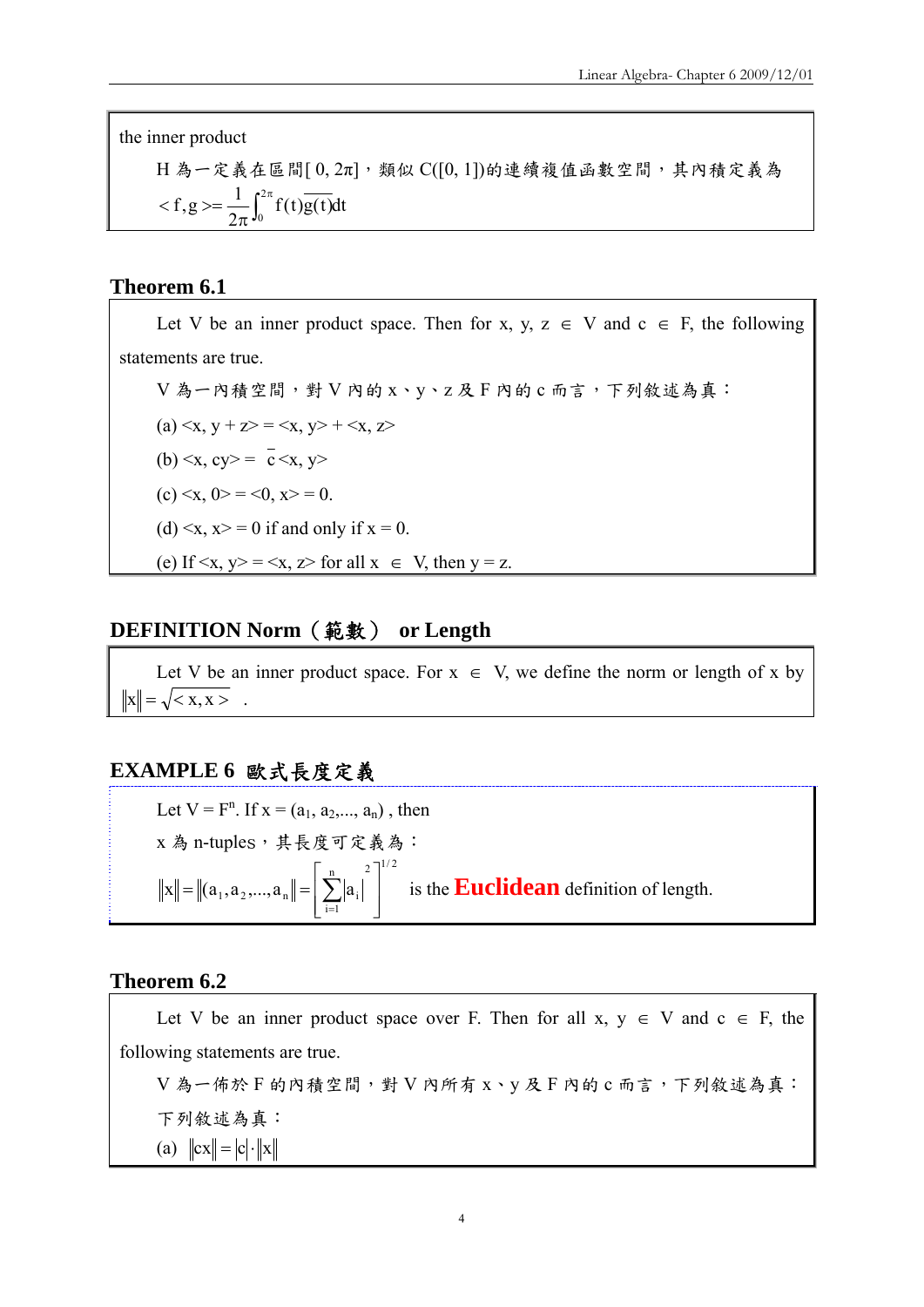the inner product

H 為一定義在區間$[0, 2\pi]$，類似 C([0, 1])的連續複值函數空間，其內積定義為

$$\langle f, g \rangle = \frac{1}{2\pi}\int_0^{2\pi} f(t)\overline{g(t)}dt$$

## Theorem 6.1

Let V be an inner product space. Then for x, y, z $\in$ V and c $\in$ F, the following statements are true.

V 為一內積空間，對 V 內的 x、y、z 及 F 內的 c 而言，下列敘述為真：

(a) $\langle x, y + z\rangle = \langle x, y\rangle + \langle x, z\rangle$

(b) $\langle x, cy\rangle = \bar{c}\langle x, y\rangle$

(c) $\langle x, 0\rangle = \langle 0, x\rangle = 0$.

(d) $\langle x, x\rangle = 0$ if and only if $x = 0$.

(e) If $\langle x, y\rangle = \langle x, z\rangle$ for all x $\in$ V, then y = z.

## DEFINITION Norm（範數） or Length

Let V be an inner product space. For x $\in$ V, we define the norm or length of x by $\|x\| = \sqrt{\langle x, x\rangle}$ .

## EXAMPLE 6 歐式長度定義

Let $V = F^n$. If $x = (a_1, a_2,..., a_n)$ , then

x 為 n-tuples，其長度可定義為：

$$\|x\| = \|(a_1, a_2, ..., a_n)\| = \left[\sum_{i=1}^{n} |a_i|^2\right]^{1/2}$$ is the **Euclidean** definition of length.

## Theorem 6.2

Let V be an inner product space over F. Then for all x, y $\in$ V and c $\in$ F, the following statements are true.

V 為一佈於 F 的內積空間，對 V 內所有 x、y 及 F 內的 c 而言，下列敘述為真：

下列敘述為真：

(a) $\|cx\| = |c| \cdot \|x\|$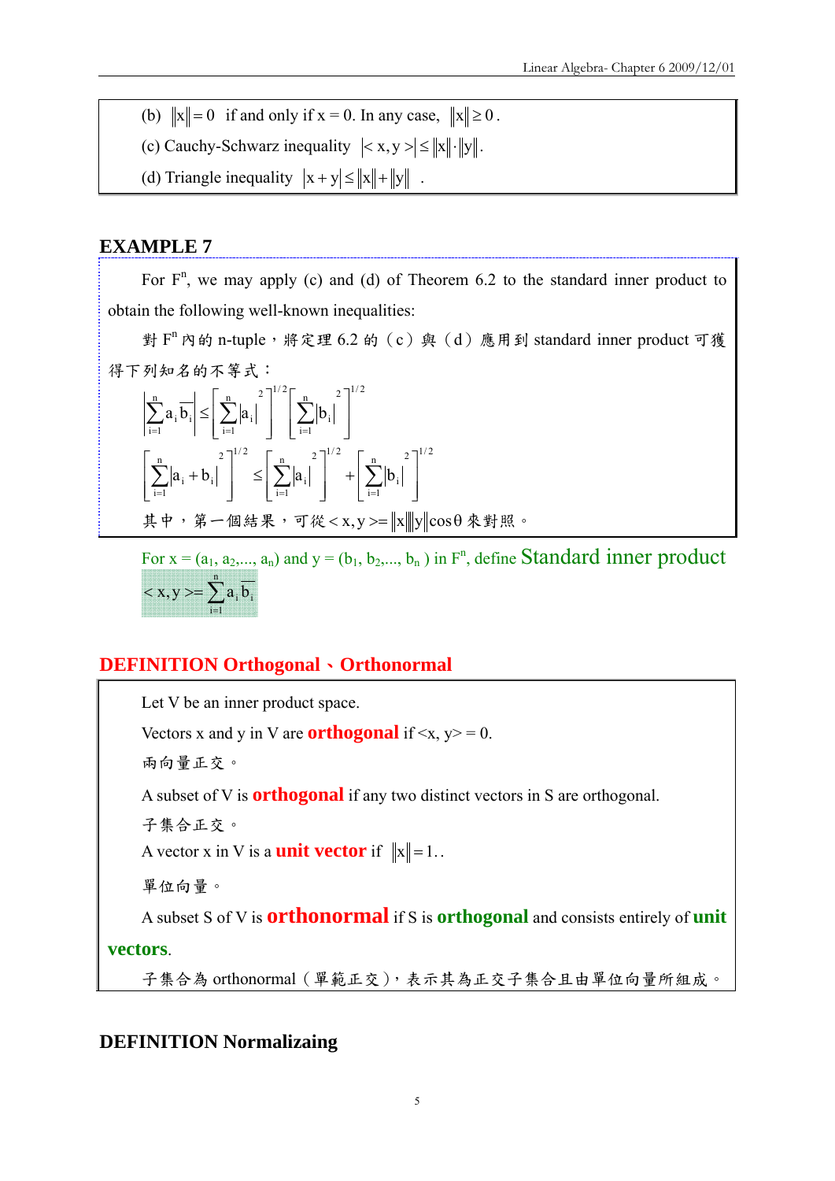(b) $\|x\| = 0$ if and only if x = 0. In any case, $\|x\| \geq 0$.

(c) Cauchy-Schwarz inequality $|< x, y >| \leq \|x\| \cdot \|y\|$.

(d) Triangle inequality $|x + y| \leq \|x\| + \|y\|$ .

## EXAMPLE 7

For $F^n$, we may apply (c) and (d) of Theorem 6.2 to the standard inner product to obtain the following well-known inequalities:

對 $F^n$ 內的 n-tuple，將定理 6.2 的（c）與（d）應用到 standard inner product 可獲得下列知名的不等式：

$$\left|\sum_{i=1}^{n} a_i \overline{b_i}\right| \leq \left[\sum_{i=1}^{n} |a_i|^2\right]^{1/2} \left[\sum_{i=1}^{n} |b_i|^2\right]^{1/2}$$

$$\left[\sum_{i=1}^{n} |a_i + b_i|^2\right]^{1/2} \leq \left[\sum_{i=1}^{n} |a_i|^2\right]^{1/2} + \left[\sum_{i=1}^{n} |b_i|^2\right]^{1/2}$$

其中，第一個結果，可從 $< x, y >= \|x\|\|y\| \cos\theta$ 來對照。

For $x = (a_1, a_2, \ldots, a_n)$ and $y = (b_1, b_2, \ldots, b_n)$ in $F^n$, define Standard inner product $< x, y >= \sum_{i=1}^{n} a_i \overline{b_i}$

## DEFINITION Orthogonal、Orthonormal

Let V be an inner product space.

Vectors x and y in V are **orthogonal** if <x, y> = 0.

兩向量正交。

A subset of V is **orthogonal** if any two distinct vectors in S are orthogonal.

子集合正交。

A vector x in V is a **unit vector** if $\|x\| = 1$..

單位向量。

A subset S of V is **orthonormal** if S is **orthogonal** and consists entirely of **unit vectors**.

子集合為 orthonormal（單範正交），表示其為正交子集合且由單位向量所組成。

## DEFINITION Normalizaing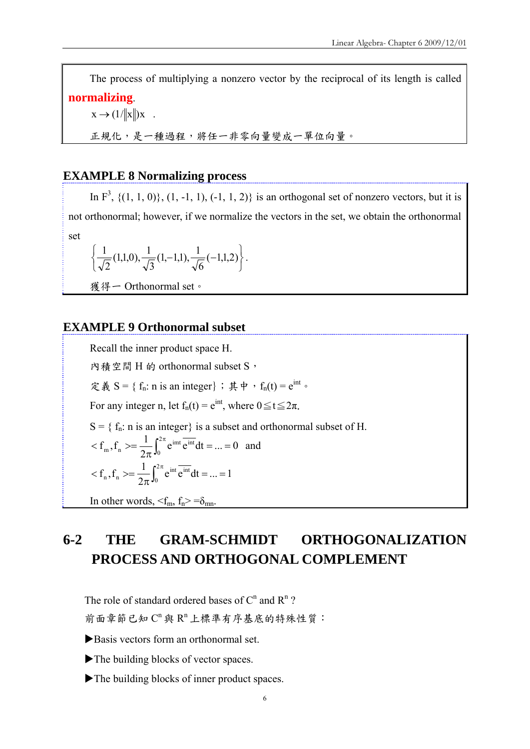The process of multiplying a nonzero vector by the reciprocal of its length is called **normalizing**.

$x \rightarrow (1/\|x\|)x$ .

正規化，是一種過程，將任一非零向量變成一單位向量。

### EXAMPLE 8 Normalizing process

In $F^3$, {(1, 1, 0)}, (1, -1, 1), (-1, 1, 2)} is an orthogonal set of nonzero vectors, but it is not orthonormal; however, if we normalize the vectors in the set, we obtain the orthonormal set

$$\left\{ \frac{1}{\sqrt{2}}(1,1,0), \frac{1}{\sqrt{3}}(1,-1,1), \frac{1}{\sqrt{6}}(-1,1,2) \right\}.$$

獲得一 Orthonormal set。

### EXAMPLE 9 Orthonormal subset

Recall the inner product space H.

內積空間 H 的 orthonormal subset S，

定義 S = { $f_n$: n is an integer}；其中，$f_n(t) = e^{int}$。

For any integer n, let $f_n(t) = e^{int}$, where $0 \leqq t \leqq 2\pi$.

S = { $f_n$: n is an integer} is a subset and orthonormal subset of H.

$$< f_m, f_n > = \frac{1}{2\pi}\int_0^{2\pi} e^{imt}\overline{e^{int}}dt = \ldots = 0 \quad \text{and}$$

$$< f_n, f_n > = \frac{1}{2\pi}\int_0^{2\pi} e^{int}\overline{e^{int}}dt = \ldots = 1$$

In other words, $<f_m, f_n> = \delta_{mn}$.

## 6-2 THE GRAM-SCHMIDT ORTHOGONALIZATION PROCESS AND ORTHOGONAL COMPLEMENT

The role of standard ordered bases of $C^n$ and $R^n$ ?

前面章節已知 $C^n$ 與 $R^n$ 上標準有序基底的特殊性質：

▶Basis vectors form an orthonormal set.

▶The building blocks of vector spaces.

▶The building blocks of inner product spaces.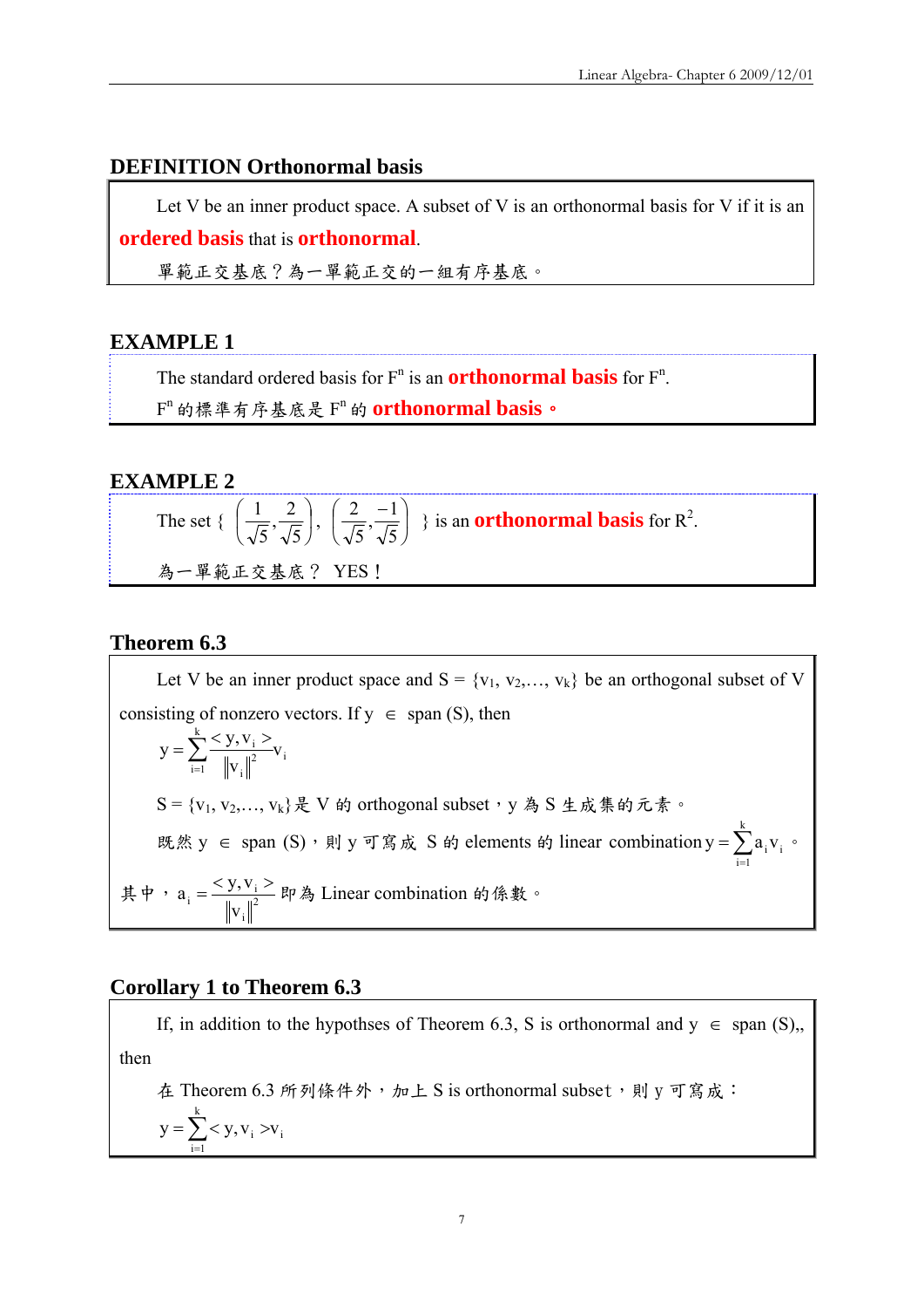## DEFINITION Orthonormal basis

Let V be an inner product space. A subset of V is an orthonormal basis for V if it is an **ordered basis** that is **orthonormal**.

單範正交基底？為一單範正交的一組有序基底。

## EXAMPLE 1

The standard ordered basis for $F^n$ is an **orthonormal basis** for $F^n$.

$F^n$ 的標準有序基底是 $F^n$ 的 **orthonormal basis**。

## EXAMPLE 2

The set $\left\{ \left(\frac{1}{\sqrt{5}}, \frac{2}{\sqrt{5}}\right), \left(\frac{2}{\sqrt{5}}, \frac{-1}{\sqrt{5}}\right) \right\}$ is an **orthonormal basis** for $R^2$.

為一單範正交基底？ YES！

## Theorem 6.3

Let V be an inner product space and $S = \{v_1, v_2, \ldots, v_k\}$ be an orthogonal subset of V consisting of nonzero vectors. If $y \in \text{span}(S)$, then

$$y = \sum_{i=1}^{k} \frac{<y, v_i>}{\|v_i\|^2} v_i$$

$S = \{v_1, v_2, \ldots, v_k\}$是 V 的 orthogonal subset，y 為 S 生成集的元素。

既然 $y \in \text{span}(S)$，則 y 可寫成 S 的 elements 的 linear combination $y = \sum_{i=1}^{k} a_i v_i$。

其中，$a_i = \frac{<y, v_i>}{\|v_i\|^2}$ 即為 Linear combination 的係數。

## Corollary 1 to Theorem 6.3

If, in addition to the hypothses of Theorem 6.3, S is orthonormal and $y \in \text{span}(S)$,, then

在 Theorem 6.3 所列條件外，加上 S is orthonormal subset，則 y 可寫成：

$$y = \sum_{i=1}^{k} <y, v_i> v_i$$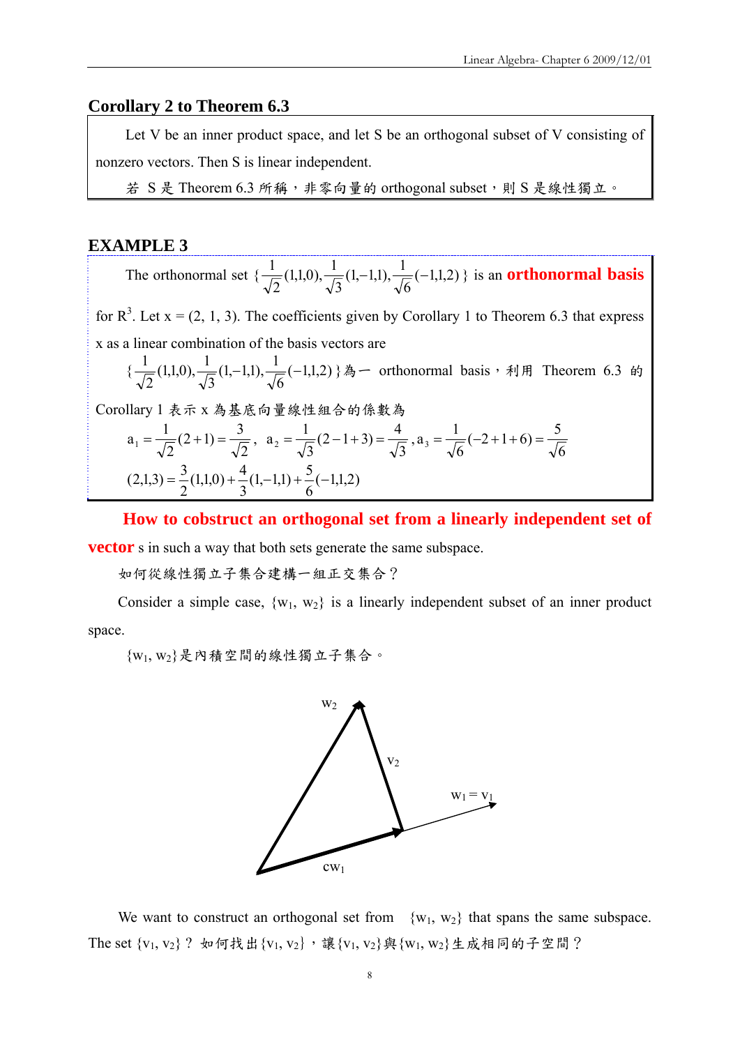## Corollary 2 to Theorem 6.3

Let V be an inner product space, and let S be an orthogonal subset of V consisting of nonzero vectors. Then S is linear independent.

若 S 是 Theorem 6.3 所稱，非零向量的 orthogonal subset，則 S 是線性獨立。

## EXAMPLE 3

The orthonormal set $\{\frac{1}{\sqrt{2}}(1,1,0), \frac{1}{\sqrt{3}}(1,-1,1), \frac{1}{\sqrt{6}}(-1,1,2)\}$ is an **orthonormal basis** for $R^3$. Let x = (2, 1, 3). The coefficients given by Corollary 1 to Theorem 6.3 that express x as a linear combination of the basis vectors are

$\{\frac{1}{\sqrt{2}}(1,1,0), \frac{1}{\sqrt{3}}(1,-1,1), \frac{1}{\sqrt{6}}(-1,1,2)\}$為一 orthonormal basis，利用 Theorem 6.3 的 Corollary 1 表示 x 為基底向量線性組合的係數為

$$a_1 = \frac{1}{\sqrt{2}}(2+1) = \frac{3}{\sqrt{2}},\ a_2 = \frac{1}{\sqrt{3}}(2-1+3) = \frac{4}{\sqrt{3}},\ a_3 = \frac{1}{\sqrt{6}}(-2+1+6) = \frac{5}{\sqrt{6}}$$

$$(2,1,3) = \frac{3}{2}(1,1,0) + \frac{4}{3}(1,-1,1) + \frac{5}{6}(-1,1,2)$$

**How to cobstruct an orthogonal set from a linearly independent set of vector**s in such a way that both sets generate the same subspace.

如何從線性獨立子集合建構一組正交集合？

Consider a simple case, $\{w_1, w_2\}$ is a linearly independent subset of an inner product space.

$\{w_1, w_2\}$是內積空間的線性獨立子集合。

We want to construct an orthogonal set from $\{w_1, w_2\}$ that spans the same subspace. The set $\{v_1, v_2\}$？ 如何找出$\{v_1, v_2\}$，讓$\{v_1, v_2\}$與$\{w_1, w_2\}$生成相同的子空間？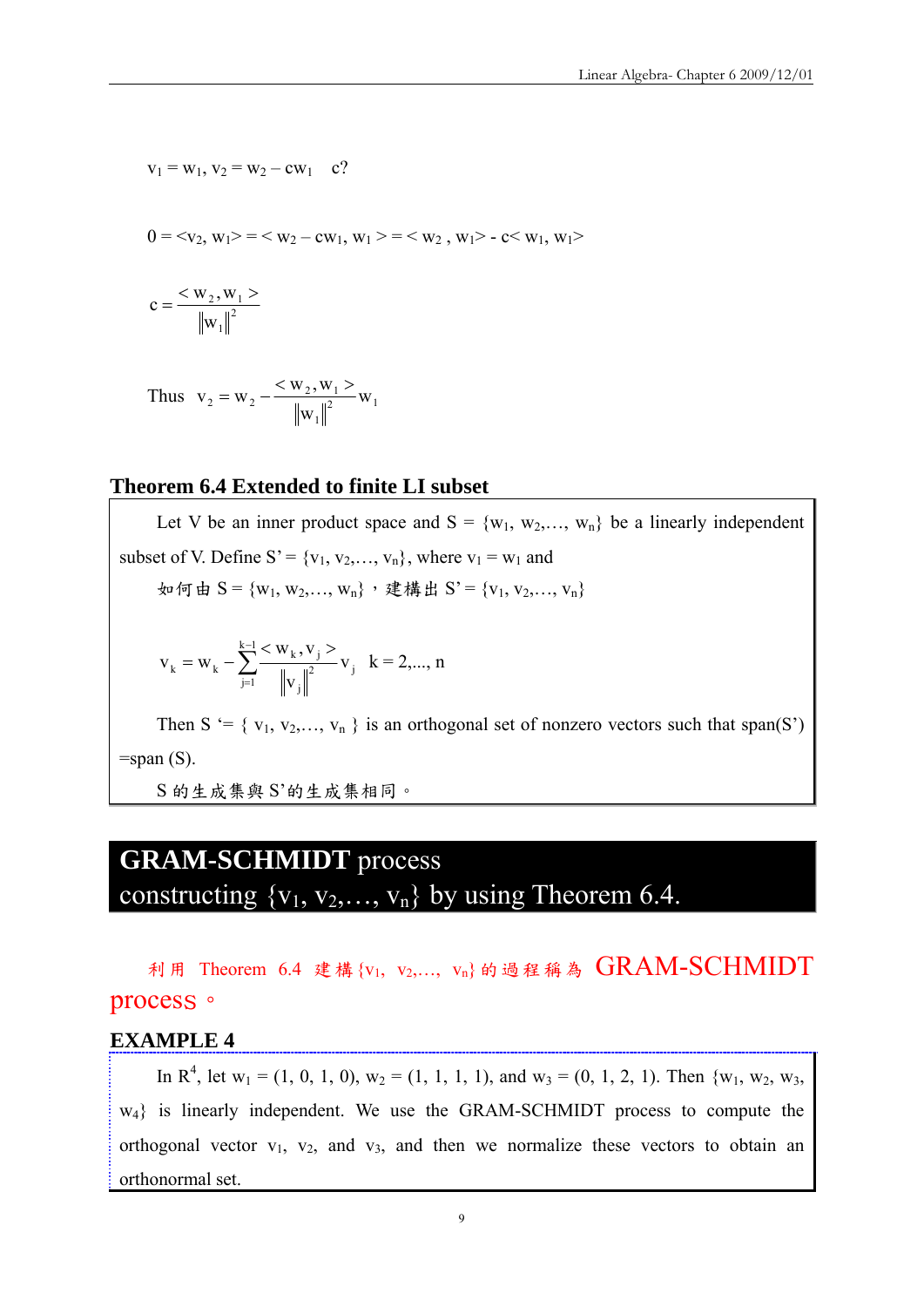$v_1 = w_1$, $v_2 = w_2 - cw_1$  c?

$0 = \langle v_2, w_1 \rangle = \langle w_2 - cw_1, w_1 \rangle = \langle w_2, w_1 \rangle - c\langle w_1, w_1 \rangle$

$$c = \frac{\langle w_2, w_1 \rangle}{\|w_1\|^2}$$

Thus $$v_2 = w_2 - \frac{\langle w_2, w_1 \rangle}{\|w_1\|^2} w_1$$

### Theorem 6.4 Extended to finite LI subset

Let V be an inner product space and $S = \{w_1, w_2, \ldots, w_n\}$ be a linearly independent subset of V. Define $S' = \{v_1, v_2, \ldots, v_n\}$, where $v_1 = w_1$ and

如何由 $S = \{w_1, w_2, \ldots, w_n\}$，建構出 $S' = \{v_1, v_2, \ldots, v_n\}$

$$v_k = w_k - \sum_{j=1}^{k-1} \frac{\langle w_k, v_j \rangle}{\|v_j\|^2} v_j \quad k = 2, \ldots, n$$

Then $S' = \{ v_1, v_2, \ldots, v_n \}$ is an orthogonal set of nonzero vectors such that span(S') =span (S).

S 的生成集與 S'的生成集相同。

## GRAM-SCHMIDT process constructing $\{v_1, v_2, \ldots, v_n\}$ by using Theorem 6.4.

利用 Theorem 6.4 建構 $\{v_1, v_2, \ldots, v_n\}$ 的過程稱為 GRAM-SCHMIDT process。

### EXAMPLE 4

In $R^4$, let $w_1 = (1, 0, 1, 0)$, $w_2 = (1, 1, 1, 1)$, and $w_3 = (0, 1, 2, 1)$. Then $\{w_1, w_2, w_3, w_4\}$ is linearly independent. We use the GRAM-SCHMIDT process to compute the orthogonal vector $v_1$, $v_2$, and $v_3$, and then we normalize these vectors to obtain an orthonormal set.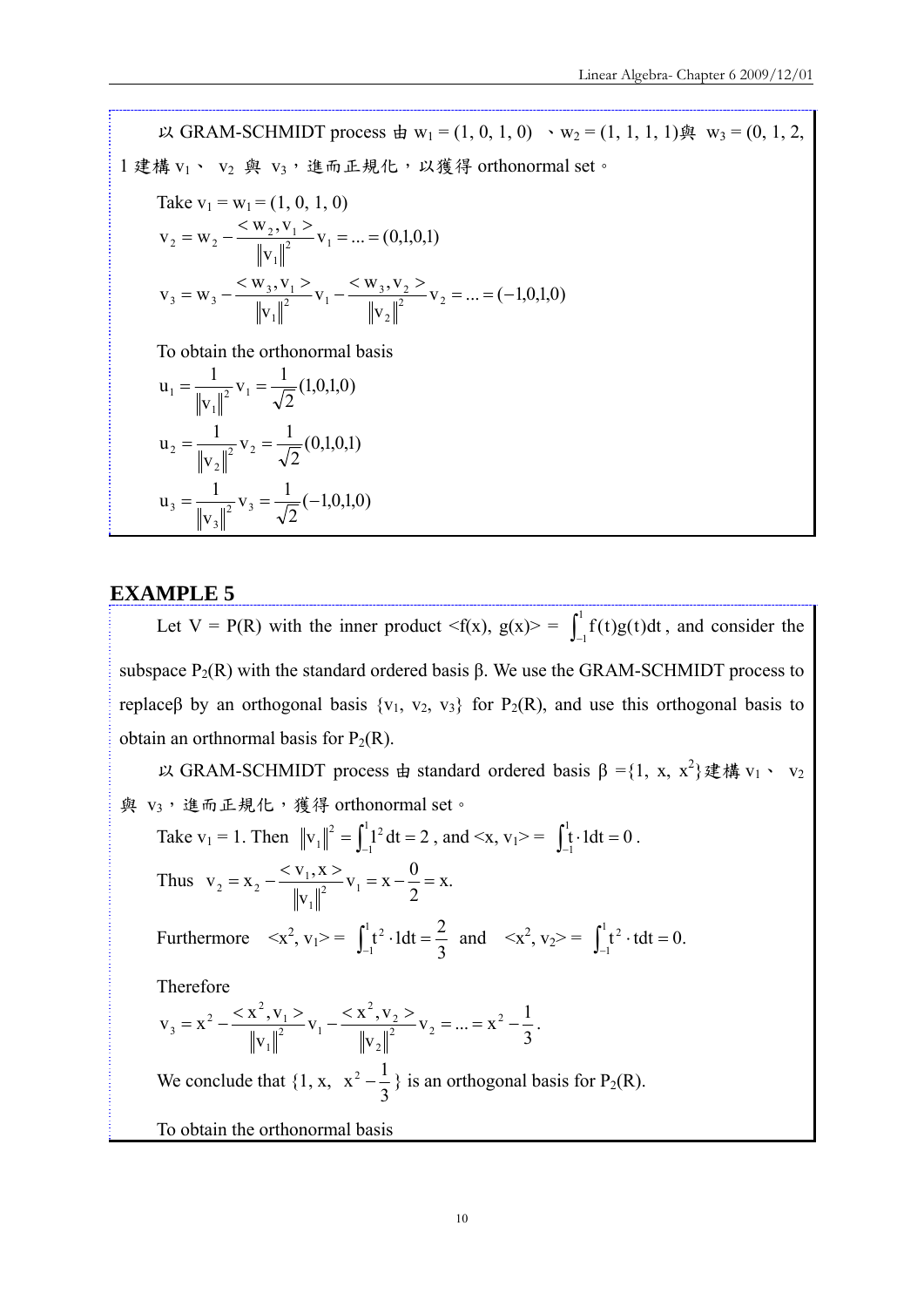以 GRAM-SCHMIDT process 由 $w_1 = (1, 0, 1, 0)$ 、$w_2 = (1, 1, 1, 1)$與 $w_3 = (0, 1, 2, 1$ 建構 $v_1$、 $v_2$ 與 $v_3$，進而正規化，以獲得 orthonormal set。

Take $v_1 = w_1 = (1, 0, 1, 0)$

$$v_2 = w_2 - \frac{< w_2, v_1 >}{\|v_1\|^2} v_1 = ... = (0,1,0,1)$$

$$v_3 = w_3 - \frac{< w_3, v_1 >}{\|v_1\|^2} v_1 - \frac{< w_3, v_2 >}{\|v_2\|^2} v_2 = ... = (-1,0,1,0)$$

To obtain the orthonormal basis

$$u_1 = \frac{1}{\|v_1\|^2} v_1 = \frac{1}{\sqrt{2}}(1,0,1,0)$$

$$u_2 = \frac{1}{\|v_2\|^2} v_2 = \frac{1}{\sqrt{2}}(0,1,0,1)$$

$$u_3 = \frac{1}{\|v_3\|^2} v_3 = \frac{1}{\sqrt{2}}(-1,0,1,0)$$

## EXAMPLE 5

Let V = P(R) with the inner product $<f(x), g(x)> = \int_{-1}^{1} f(t)g(t)dt$, and consider the subspace $P_2(R)$ with the standard ordered basis β. We use the GRAM-SCHMIDT process to replaceβ by an orthogonal basis $\{v_1, v_2, v_3\}$ for $P_2(R)$, and use this orthogonal basis to obtain an orthnormal basis for $P_2(R)$.

以 GRAM-SCHMIDT process 由 standard ordered basis $\beta = \{1, x, x^2\}$建構 $v_1$、 $v_2$ 與 $v_3$，進而正規化，獲得 orthonormal set。

Take $v_1 = 1$. Then $\|v_1\|^2 = \int_{-1}^{1} 1^2 dt = 2$, and $<x, v_1> = \int_{-1}^{1} t \cdot 1dt = 0$.

Thus $v_2 = x_2 - \frac{< v_1, x >}{\|v_1\|^2} v_1 = x - \frac{0}{2} = x.$

Furthermore $<x^2, v_1> = \int_{-1}^{1} t^2 \cdot 1dt = \frac{2}{3}$ and $<x^2, v_2> = \int_{-1}^{1} t^2 \cdot tdt = 0.$

Therefore

$$v_3 = x^2 - \frac{< x^2, v_1 >}{\|v_1\|^2} v_1 - \frac{< x^2, v_2 >}{\|v_2\|^2} v_2 = ... = x^2 - \frac{1}{3}.$$

We conclude that $\{1, x, x^2 - \frac{1}{3}\}$ is an orthogonal basis for $P_2(R)$.

To obtain the orthonormal basis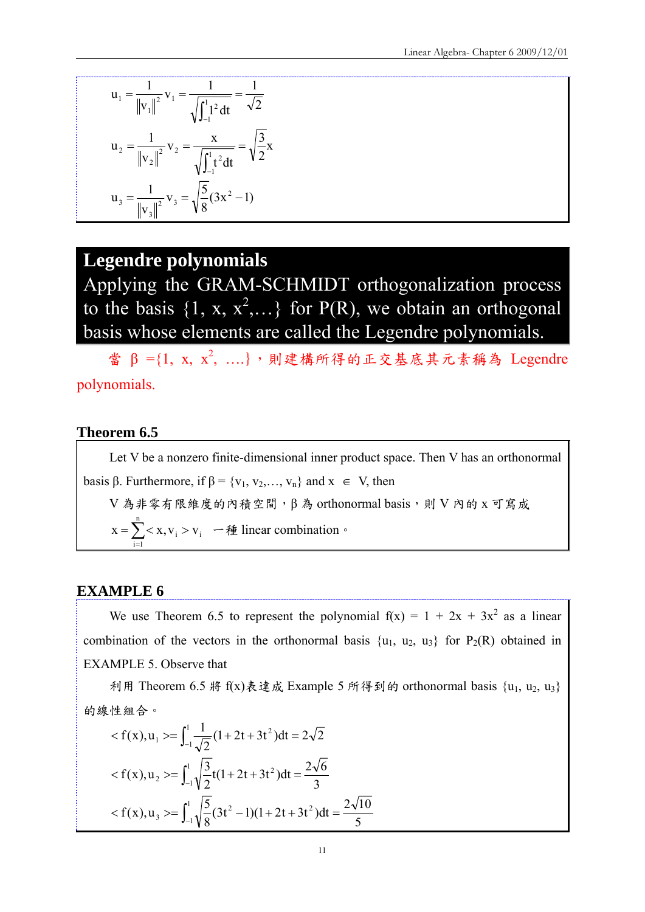$$u_1 = \frac{1}{\|v_1\|^2} v_1 = \frac{1}{\sqrt{\int_{-1}^{1} 1^2 dt}} = \frac{1}{\sqrt{2}}$$

$$u_2 = \frac{1}{\|v_2\|^2} v_2 = \frac{x}{\sqrt{\int_{-1}^{1} t^2 dt}} = \sqrt{\frac{3}{2}} x$$

$$u_3 = \frac{1}{\|v_3\|^2} v_3 = \sqrt{\frac{5}{8}} (3x^2 - 1)$$

## Legendre polynomials

Applying the GRAM-SCHMIDT orthogonalization process to the basis $\{1, x, x^2, \ldots\}$ for P(R), we obtain an orthogonal basis whose elements are called the Legendre polynomials.

當 $\beta = \{1, x, x^2, \ldots\}$，則建構所得的正交基底其元素稱為 Legendre polynomials.

### Theorem 6.5

Let V be a nonzero finite-dimensional inner product space. Then V has an orthonormal basis β. Furthermore, if $\beta = \{v_1, v_2, \ldots, v_n\}$ and $x \in V$, then

V 為非零有限維度的內積空間，β 為 orthonormal basis，則 V 內的 x 可寫成 $x = \sum_{i=1}^{n} \langle x, v_i \rangle v_i$ 一種 linear combination。

### EXAMPLE 6

We use Theorem 6.5 to represent the polynomial $f(x) = 1 + 2x + 3x^2$ as a linear combination of the vectors in the orthonormal basis $\{u_1, u_2, u_3\}$ for $P_2(R)$ obtained in EXAMPLE 5. Observe that

利用 Theorem 6.5 將 f(x)表達成 Example 5 所得到的 orthonormal basis $\{u_1, u_2, u_3\}$ 的線性組合。

$$\langle f(x), u_1 \rangle = \int_{-1}^{1} \frac{1}{\sqrt{2}} (1 + 2t + 3t^2) dt = 2\sqrt{2}$$

$$\langle f(x), u_2 \rangle = \int_{-1}^{1} \sqrt{\frac{3}{2}} t (1 + 2t + 3t^2) dt = \frac{2\sqrt{6}}{3}$$

$$\langle f(x), u_3 \rangle = \int_{-1}^{1} \sqrt{\frac{5}{8}} (3t^2 - 1)(1 + 2t + 3t^2) dt = \frac{2\sqrt{10}}{5}$$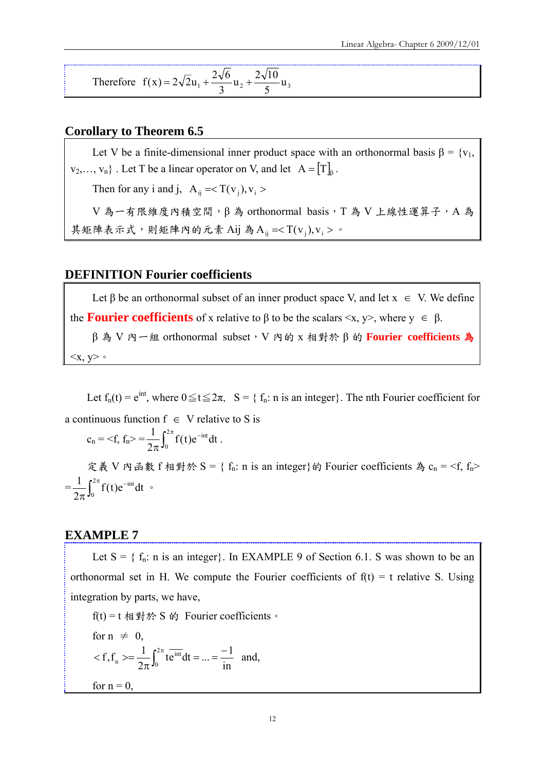Therefore $f(x) = 2\sqrt{2}u_1 + \frac{2\sqrt{6}}{3}u_2 + \frac{2\sqrt{10}}{5}u_3$

## Corollary to Theorem 6.5

Let V be a finite-dimensional inner product space with an orthonormal basis β = {$v_1$, $v_2$,…, $v_n$} . Let T be a linear operator on V, and let $A = [T]_\beta$.

Then for any i and j, $A_{ij} = < T(v_j), v_i >$

V 為一有限維度內積空間，β 為 orthonormal basis，T 為 V 上線性運算子，A 為其矩陣表示式，則矩陣內的元素 Aij 為 $A_{ij} = < T(v_j), v_i >$。

## DEFINITION Fourier coefficients

Let β be an orthonormal subset of an inner product space V, and let x ∈ V. We define the **Fourier coefficients** of x relative to β to be the scalars <x, y>, where y ∈ β.

β 為 V 內一組 orthonormal subset，V 內的 x 相對於 β 的 **Fourier coefficients 為** <x, y>。

Let $f_n(t) = e^{int}$, where $0 \leqq t \leqq 2\pi$. S = { $f_n$: n is an integer}. The nth Fourier coefficient for a continuous function f ∈ V relative to S is

$$c_n = <f, f_n> = \frac{1}{2\pi}\int_0^{2\pi} f(t)e^{-int}dt.$$

定義 V 內函數 f 相對於 S = { $f_n$: n is an integer}的 Fourier coefficients 為 $c_n = <f, f_n> = \frac{1}{2\pi}\int_0^{2\pi} f(t)e^{-int}dt$ 。

## EXAMPLE 7

Let S = { $f_n$: n is an integer}. In EXAMPLE 9 of Section 6.1. S was shown to be an orthonormal set in H. We compute the Fourier coefficients of f(t) = t relative S. Using integration by parts, we have,

f(t) = t 相對於 S 的 Fourier coefficients。

for n ≠ 0,

$$< f, f_n > = \frac{1}{2\pi}\int_0^{2\pi} t\overline{e^{int}}dt = \ldots = \frac{-1}{in} \quad \text{and,}$$

for n = 0,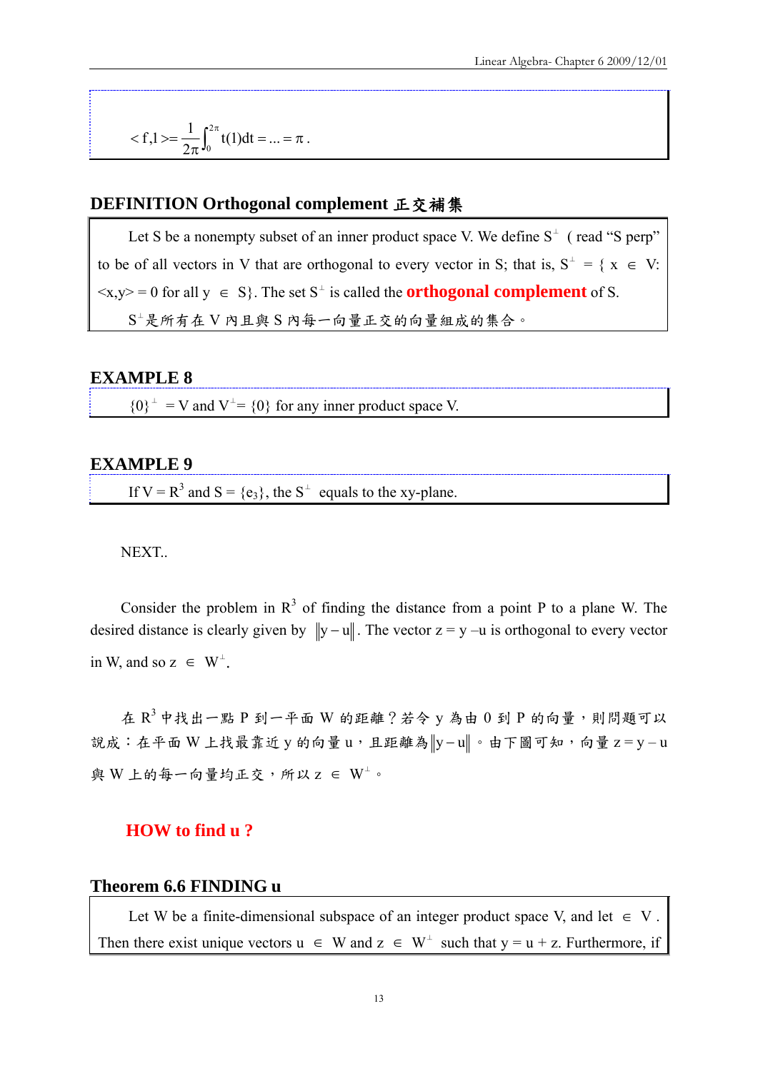$$< f,1 >= \frac{1}{2\pi}\int_0^{2\pi} t(1)dt = ... = \pi .$$

## DEFINITION Orthogonal complement 正交補集

Let S be a nonempty subset of an inner product space V. We define $S^\perp$ ( read "S perp" to be of all vectors in V that are orthogonal to every vector in S; that is, $S^\perp = \{ x \in V: <x,y> = 0 \text{ for all } y \in S\}$. The set $S^\perp$ is called the **orthogonal complement** of S.

$S^\perp$是所有在 V 內且與 S 內每一向量正交的向量組成的集合。

## EXAMPLE 8

$\{0\}^\perp = V$ and $V^\perp = \{0\}$ for any inner product space V.

## EXAMPLE 9

If $V = R^3$ and $S = \{e_3\}$, the $S^\perp$ equals to the xy-plane.

NEXT..

Consider the problem in $R^3$ of finding the distance from a point P to a plane W. The desired distance is clearly given by $\|y-u\|$. The vector $z = y - u$ is orthogonal to every vector in W, and so $z \in W^\perp$.

在 $R^3$ 中找出一點 P 到一平面 W 的距離？若令 y 為由 0 到 P 的向量，則問題可以說成：在平面 W 上找最靠近 y 的向量 u，且距離為$\|y-u\|$。由下圖可知，向量 $z = y - u$ 與 W 上的每一向量均正交，所以 $z \in W^\perp$。

**HOW to find u ?**

## Theorem 6.6 FINDING u

Let W be a finite-dimensional subspace of an integer product space V, and let $\in V$. Then there exist unique vectors $u \in W$ and $z \in W^\perp$ such that $y = u + z$. Furthermore, if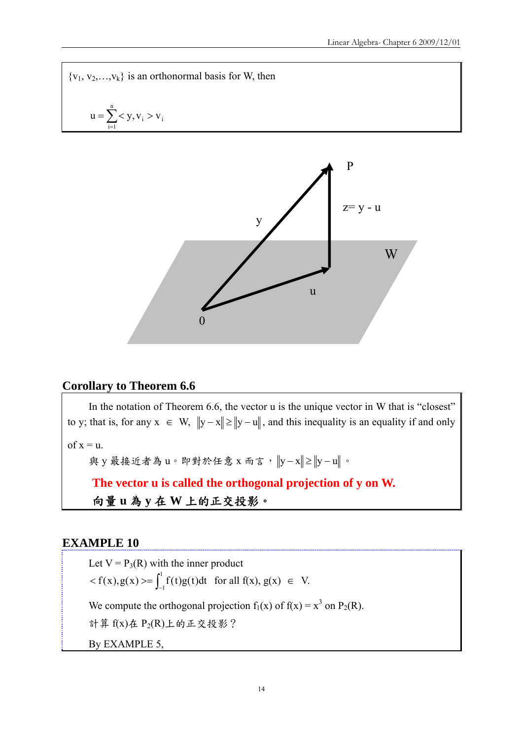$\{v_1, v_2, \ldots, v_k\}$ is an orthonormal basis for W, then

$$u = \sum_{i=1}^{n} \langle y, v_i \rangle v_i$$

### Corollary to Theorem 6.6

In the notation of Theorem 6.6, the vector u is the unique vector in W that is "closest" to y; that is, for any $x \in W$, $\|y - x\| \geq \|y - u\|$, and this inequality is an equality if and only of $x = u$.

與 y 最接近者為 u。即對於任意 x 而言，$\|y - x\| \geq \|y - u\|$。

**The vector u is called the orthogonal projection of y on W.**

**向量 u 為 y 在 W 上的正交投影。**

### EXAMPLE 10

Let $V = P_3(R)$ with the inner product

$\langle f(x), g(x) \rangle = \int_{-1}^{1} f(t)g(t)dt$ for all $f(x), g(x) \in V$.

We compute the orthogonal projection $f_1(x)$ of $f(x) = x^3$ on $P_2(R)$.

計算 f(x)在 $P_2(R)$上的正交投影？

By EXAMPLE 5,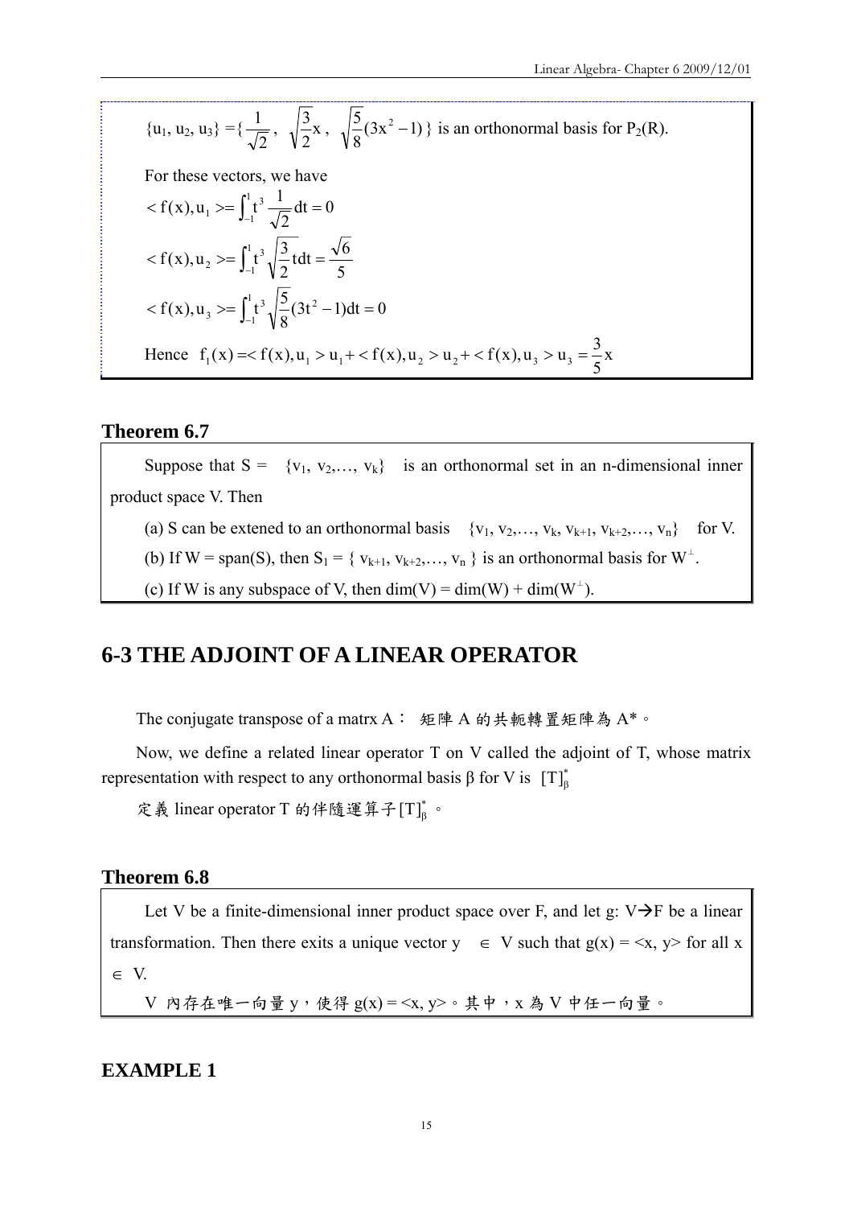$\{u_1, u_2, u_3\} = \{\frac{1}{\sqrt{2}}, \sqrt{\frac{3}{2}}x, \sqrt{\frac{5}{8}}(3x^2-1)\}$ is an orthonormal basis for $P_2(R)$.

For these vectors, we have

$$< f(x), u_1 > = \int_{-1}^{1} t^3 \frac{1}{\sqrt{2}} dt = 0$$

$$< f(x), u_2 > = \int_{-1}^{1} t^3 \sqrt{\frac{3}{2}} t dt = \frac{\sqrt{6}}{5}$$

$$< f(x), u_3 > = \int_{-1}^{1} t^3 \sqrt{\frac{5}{8}} (3t^2 - 1) dt = 0$$

Hence $f_1(x) = < f(x), u_1 > u_1 + < f(x), u_2 > u_2 + < f(x), u_3 > u_3 = \frac{3}{5}x$

### Theorem 6.7

Suppose that $S = \{v_1, v_2, \ldots, v_k\}$ is an orthonormal set in an n-dimensional inner product space V. Then

(a) S can be extened to an orthonormal basis $\{v_1, v_2, \ldots, v_k, v_{k+1}, v_{k+2}, \ldots, v_n\}$ for V.

(b) If W = span(S), then $S_1 = \{ v_{k+1}, v_{k+2}, \ldots, v_n \}$ is an orthonormal basis for $W^{\perp}$.

(c) If W is any subspace of V, then $\dim(V) = \dim(W) + \dim(W^{\perp})$.

## 6-3 THE ADJOINT OF A LINEAR OPERATOR

The conjugate transpose of a matrx A： 矩陣 A 的共軛轉置矩陣為 A*。

Now, we define a related linear operator T on V called the adjoint of T, whose matrix representation with respect to any orthonormal basis β for V is $[T]_\beta^*$

定義 linear operator T 的伴隨運算子$[T]_\beta^*$。

### Theorem 6.8

Let V be a finite-dimensional inner product space over F, and let g: V→F be a linear transformation. Then there exits a unique vector y ∈ V such that g(x) = <x, y> for all x ∈ V.

V 內存在唯一向量 y，使得 g(x) = <x, y>。其中，x 為 V 中任一向量。

### EXAMPLE 1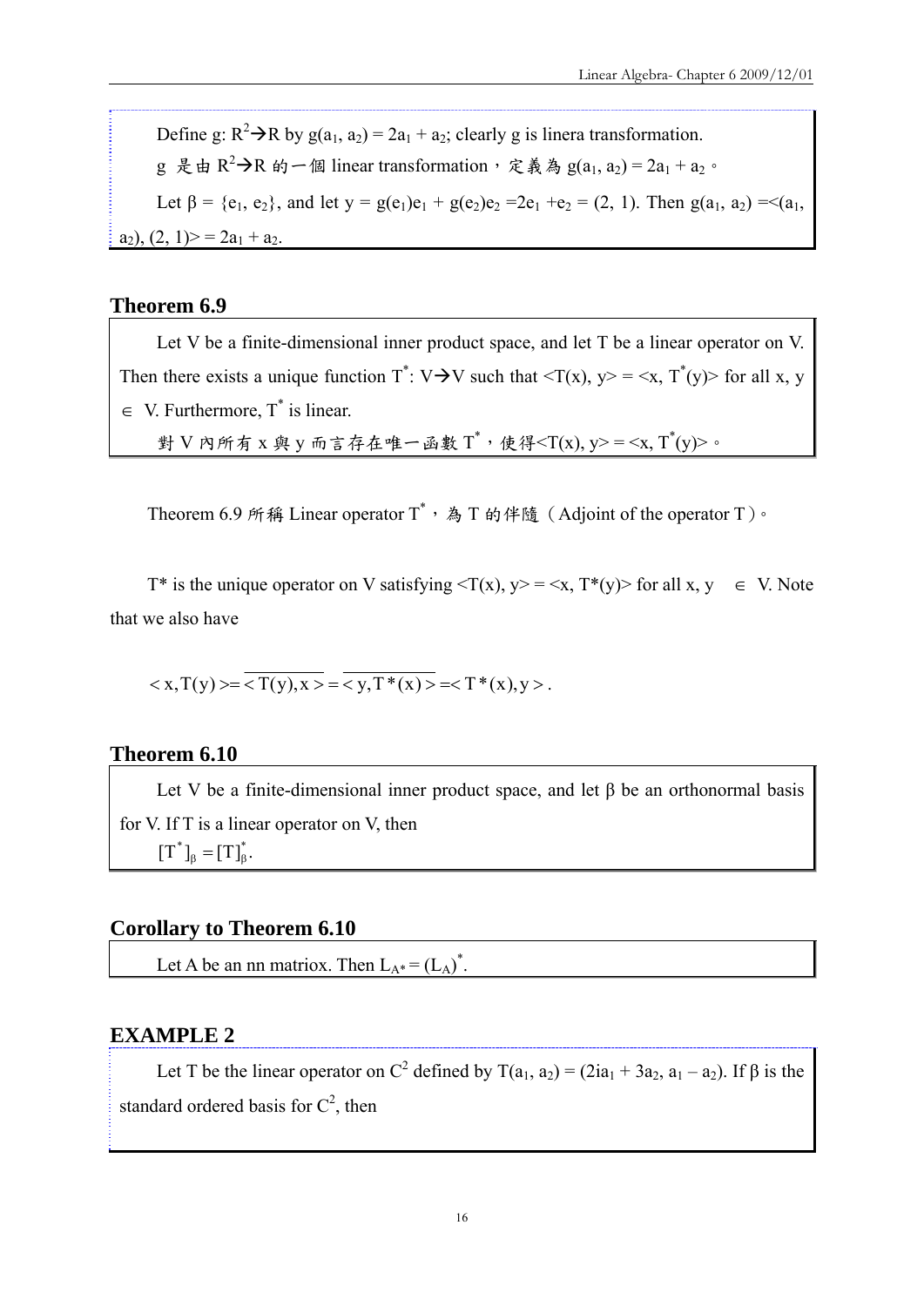Define g: $R^2 \to R$ by $g(a_1, a_2) = 2a_1 + a_2$; clearly g is linera transformation.

g 是由 $R^2 \to R$ 的一個 linear transformation，定義為 $g(a_1, a_2) = 2a_1 + a_2$。

Let $\beta = \{e_1, e_2\}$, and let $y = g(e_1)e_1 + g(e_2)e_2 = 2e_1 + e_2 = (2, 1)$. Then $g(a_1, a_2) = \langle (a_1, a_2), (2, 1) \rangle = 2a_1 + a_2$.

## Theorem 6.9

Let V be a finite-dimensional inner product space, and let T be a linear operator on V. Then there exists a unique function $T^*$: $V \to V$ such that $\langle T(x), y \rangle = \langle x, T^*(y) \rangle$ for all x, y $\in$ V. Furthermore, $T^*$ is linear.

對 V 內所有 x 與 y 而言存在唯一函數 $T^*$，使得$\langle T(x), y \rangle = \langle x, T^*(y) \rangle$。

Theorem 6.9 所稱 Linear operator $T^*$，為 T 的伴隨（Adjoint of the operator T）。

$T^*$ is the unique operator on V satisfying $\langle T(x), y \rangle = \langle x, T^*(y) \rangle$ for all x, y $\in$ V. Note that we also have

$$\langle x, T(y) \rangle = \overline{\langle T(y), x \rangle} = \overline{\langle y, T^*(x) \rangle} = \langle T^*(x), y \rangle.$$

## Theorem 6.10

Let V be a finite-dimensional inner product space, and let β be an orthonormal basis for V. If T is a linear operator on V, then

$[T^*]_\beta = [T]_\beta^*$.

## Corollary to Theorem 6.10

Let A be an nn matriox. Then $L_{A^*} = (L_A)^*$.

## EXAMPLE 2

Let T be the linear operator on $C^2$ defined by $T(a_1, a_2) = (2ia_1 + 3a_2, a_1 - a_2)$. If β is the standard ordered basis for $C^2$, then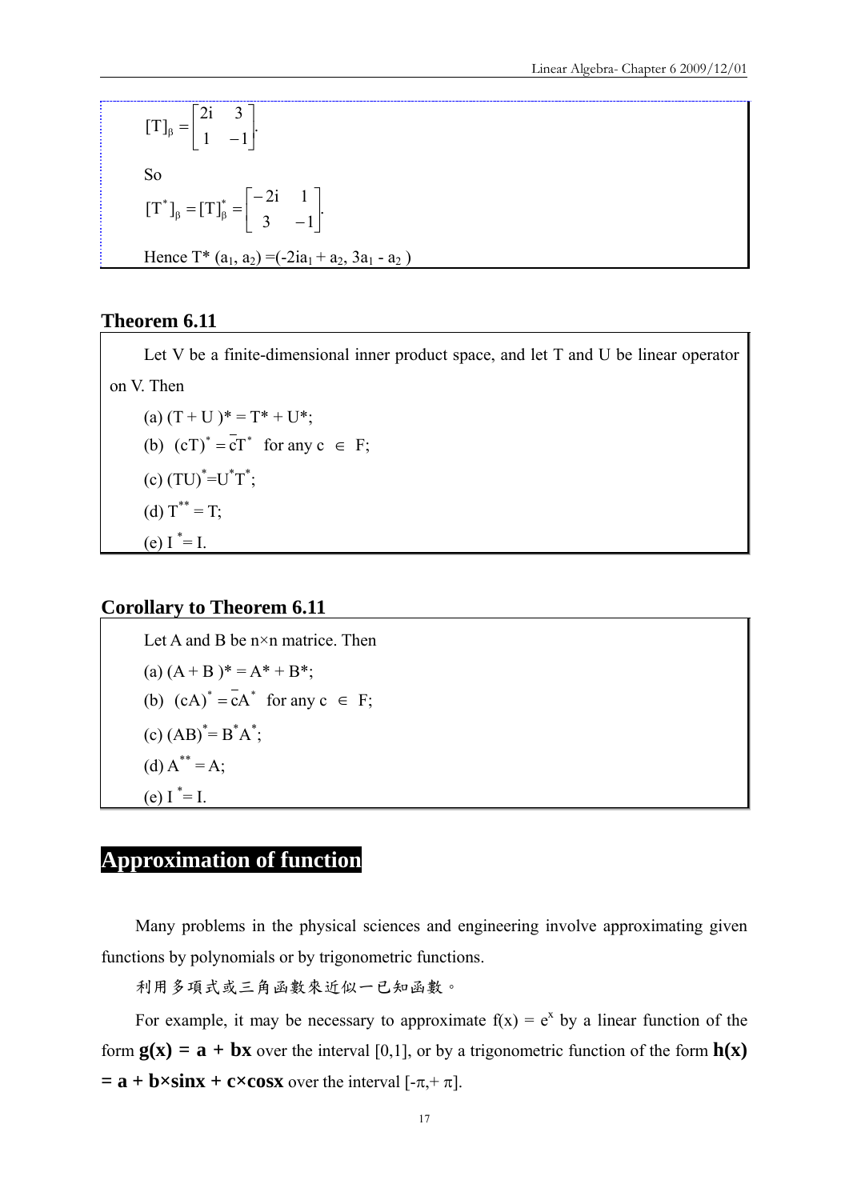$$[T]_\beta = \begin{bmatrix} 2i & 3 \\ 1 & -1 \end{bmatrix}.$$

So

$$[T^*]_\beta = [T]_\beta^* = \begin{bmatrix} -2i & 1 \\ 3 & -1 \end{bmatrix}.$$

Hence $T^*(a_1, a_2) = (-2ia_1 + a_2, 3a_1 - a_2)$

### Theorem 6.11

Let V be a finite-dimensional inner product space, and let T and U be linear operator on V. Then

(a) $(T + U)^* = T^* + U^*$;

(b) $(cT)^* = \bar{c}T^*$ for any $c \in F$;

(c) $(TU)^* = U^*T^*$;

(d) $T^{**} = T$;

(e) $I^* = I$.

### Corollary to Theorem 6.11

Let A and B be n×n matrice. Then

(a) $(A + B)^* = A^* + B^*$;

(b) $(cA)^* = \bar{c}A^*$ for any $c \in F$;

(c) $(AB)^* = B^*A^*$;

(d) $A^{**} = A$;

(e) $I^* = I$.

## Approximation of function

Many problems in the physical sciences and engineering involve approximating given functions by polynomials or by trigonometric functions.

利用多項式或三角函數來近似一已知函數。

For example, it may be necessary to approximate $f(x) = e^x$ by a linear function of the form $\mathbf{g(x) = a + bx}$ over the interval [0,1], or by a trigonometric function of the form $\mathbf{h(x) = a + b \times \sin x + c \times \cos x}$ over the interval $[-\pi, +\pi]$.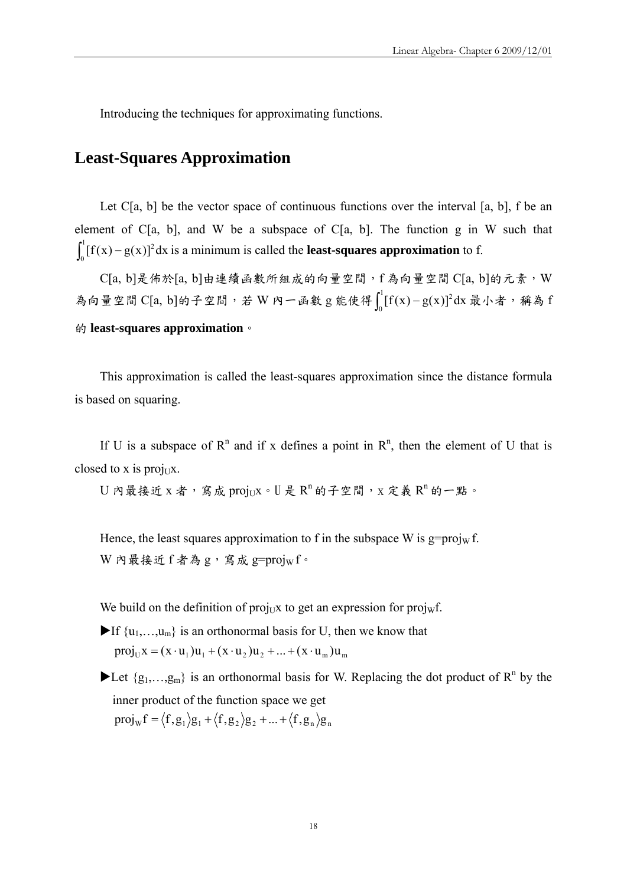Introducing the techniques for approximating functions.

## Least-Squares Approximation

Let C[a, b] be the vector space of continuous functions over the interval [a, b], f be an element of C[a, b], and W be a subspace of C[a, b]. The function g in W such that $\int_0^1 [f(x) - g(x)]^2 dx$ is a minimum is called the **least-squares approximation** to f.

C[a, b]是佈於[a, b]由連續函數所組成的向量空間，f 為向量空間 C[a, b]的元素，W 為向量空間 C[a, b]的子空間，若 W 內一函數 g 能使得$\int_0^1 [f(x) - g(x)]^2 dx$ 最小者，稱為 f 的 **least-squares approximation**。

This approximation is called the least-squares approximation since the distance formula is based on squaring.

If U is a subspace of $R^n$ and if x defines a point in $R^n$, then the element of U that is closed to x is $proj_U x$.

U 內最接近 x 者，寫成 $proj_U x$。U 是 $R^n$ 的子空間，x 定義 $R^n$ 的一點。

Hence, the least squares approximation to f in the subspace W is $g = proj_W f$.

W 內最接近 f 者為 g，寫成 $g = proj_W f$。

We build on the definition of $proj_U x$ to get an expression for $proj_W f$.

- ▶If $\{u_1, \ldots, u_m\}$ is an orthonormal basis for U, then we know that
  $proj_U x = (x \cdot u_1)u_1 + (x \cdot u_2)u_2 + \ldots + (x \cdot u_m)u_m$
- ▶Let $\{g_1, \ldots, g_m\}$ is an orthonormal basis for W. Replacing the dot product of $R^n$ by the inner product of the function space we get
  $proj_W f = \langle f, g_1 \rangle g_1 + \langle f, g_2 \rangle g_2 + \ldots + \langle f, g_n \rangle g_n$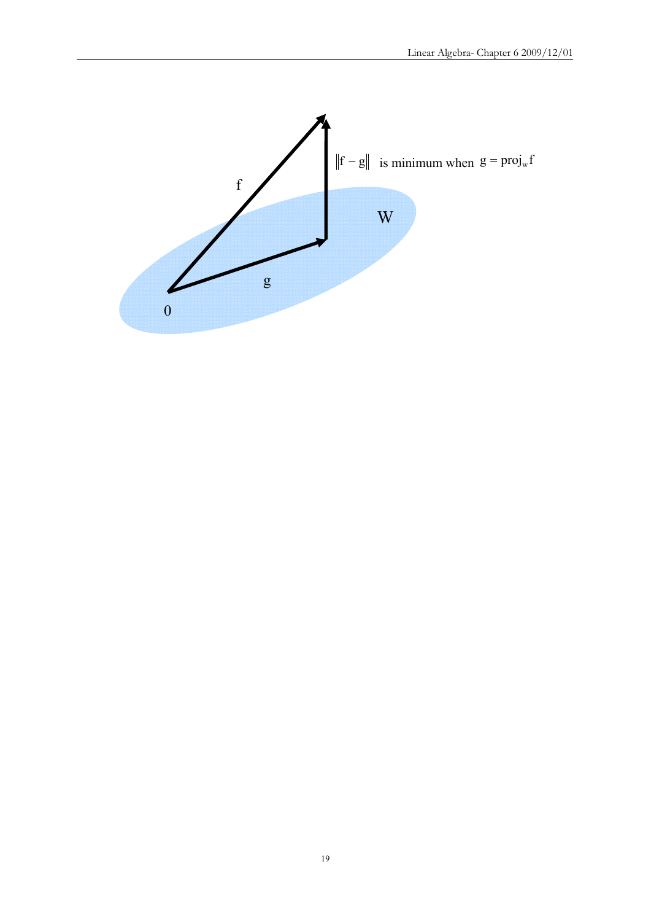f

$\|f - g\|$ is minimum when $g = \text{proj}_w f$

W

g

0